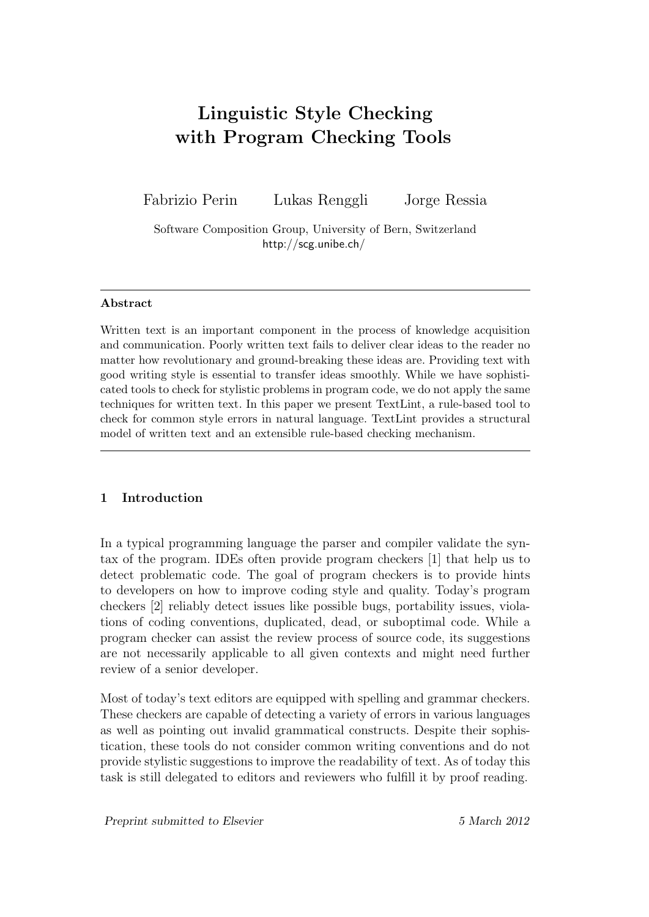# Linguistic Style Checking with Program Checking Tools

Fabrizio Perin Lukas Renggli Jorge Ressia

Software Composition Group, University of Bern, Switzerland
http://scg.unibe.ch/

---

**Abstract**

Written text is an important component in the process of knowledge acquisition and communication. Poorly written text fails to deliver clear ideas to the reader no matter how revolutionary and ground-breaking these ideas are. Providing text with good writing style is essential to transfer ideas smoothly. While we have sophisticated tools to check for stylistic problems in program code, we do not apply the same techniques for written text. In this paper we present TextLint, a rule-based tool to check for common style errors in natural language. TextLint provides a structural model of written text and an extensible rule-based checking mechanism.

---

## 1 Introduction

In a typical programming language the parser and compiler validate the syntax of the program. IDEs often provide program checkers [1] that help us to detect problematic code. The goal of program checkers is to provide hints to developers on how to improve coding style and quality. Today's program checkers [2] reliably detect issues like possible bugs, portability issues, violations of coding conventions, duplicated, dead, or suboptimal code. While a program checker can assist the review process of source code, its suggestions are not necessarily applicable to all given contexts and might need further review of a senior developer.

Most of today's text editors are equipped with spelling and grammar checkers. These checkers are capable of detecting a variety of errors in various languages as well as pointing out invalid grammatical constructs. Despite their sophistication, these tools do not consider common writing conventions and do not provide stylistic suggestions to improve the readability of text. As of today this task is still delegated to editors and reviewers who fulfill it by proof reading.

*Preprint submitted to Elsevier* *5 March 2012*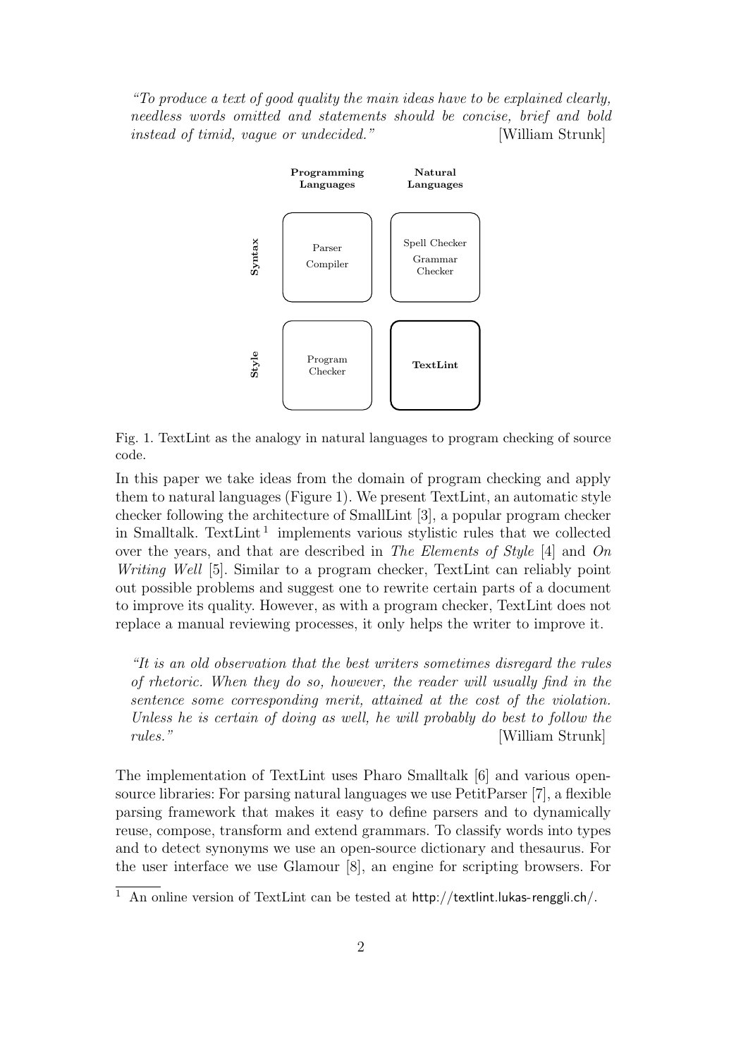*"To produce a text of good quality the main ideas have to be explained clearly, needless words omitted and statements should be concise, brief and bold instead of timid, vague or undecided."* [William Strunk]

| | **Programming Languages** | **Natural Languages** |
|---|---|---|
| **Syntax** | Parser Compiler | Spell Checker Grammar Checker |
| **Style** | Program Checker | **TextLint** |

Fig. 1. TextLint as the analogy in natural languages to program checking of source code.

In this paper we take ideas from the domain of program checking and apply them to natural languages (Figure 1). We present TextLint, an automatic style checker following the architecture of SmallLint [3], a popular program checker in Smalltalk. TextLint[1] implements various stylistic rules that we collected over the years, and that are described in *The Elements of Style* [4] and *On Writing Well* [5]. Similar to a program checker, TextLint can reliably point out possible problems and suggest one to rewrite certain parts of a document to improve its quality. However, as with a program checker, TextLint does not replace a manual reviewing processes, it only helps the writer to improve it.

> *"It is an old observation that the best writers sometimes disregard the rules of rhetoric. When they do so, however, the reader will usually find in the sentence some corresponding merit, attained at the cost of the violation. Unless he is certain of doing as well, he will probably do best to follow the rules."* [William Strunk]

The implementation of TextLint uses Pharo Smalltalk [6] and various open-source libraries: For parsing natural languages we use PetitParser [7], a flexible parsing framework that makes it easy to define parsers and to dynamically reuse, compose, transform and extend grammars. To classify words into types and to detect synonyms we use an open-source dictionary and thesaurus. For the user interface we use Glamour [8], an engine for scripting browsers. For

[1] An online version of TextLint can be tested at http://textlint.lukas-renggli.ch/.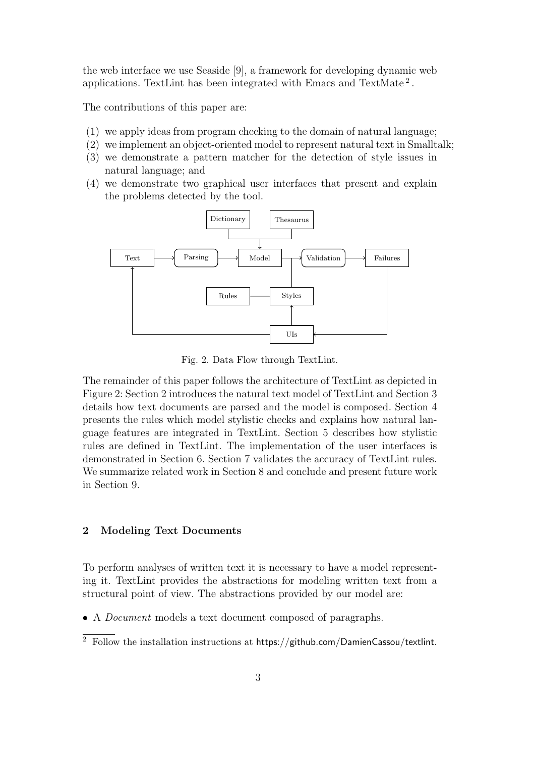the web interface we use Seaside [9], a framework for developing dynamic web applications. TextLint has been integrated with Emacs and TextMate [2].

The contributions of this paper are:

(1) we apply ideas from program checking to the domain of natural language;
(2) we implement an object-oriented model to represent natural text in Smalltalk;
(3) we demonstrate a pattern matcher for the detection of style issues in natural language; and
(4) we demonstrate two graphical user interfaces that present and explain the problems detected by the tool.

Fig. 2. Data Flow through TextLint.

The remainder of this paper follows the architecture of TextLint as depicted in Figure 2: Section 2 introduces the natural text model of TextLint and Section 3 details how text documents are parsed and the model is composed. Section 4 presents the rules which model stylistic checks and explains how natural language features are integrated in TextLint. Section 5 describes how stylistic rules are defined in TextLint. The implementation of the user interfaces is demonstrated in Section 6. Section 7 validates the accuracy of TextLint rules. We summarize related work in Section 8 and conclude and present future work in Section 9.

## 2 Modeling Text Documents

To perform analyses of written text it is necessary to have a model representing it. TextLint provides the abstractions for modeling written text from a structural point of view. The abstractions provided by our model are:

- A *Document* models a text document composed of paragraphs.

[2] Follow the installation instructions at https://github.com/DamienCassou/textlint.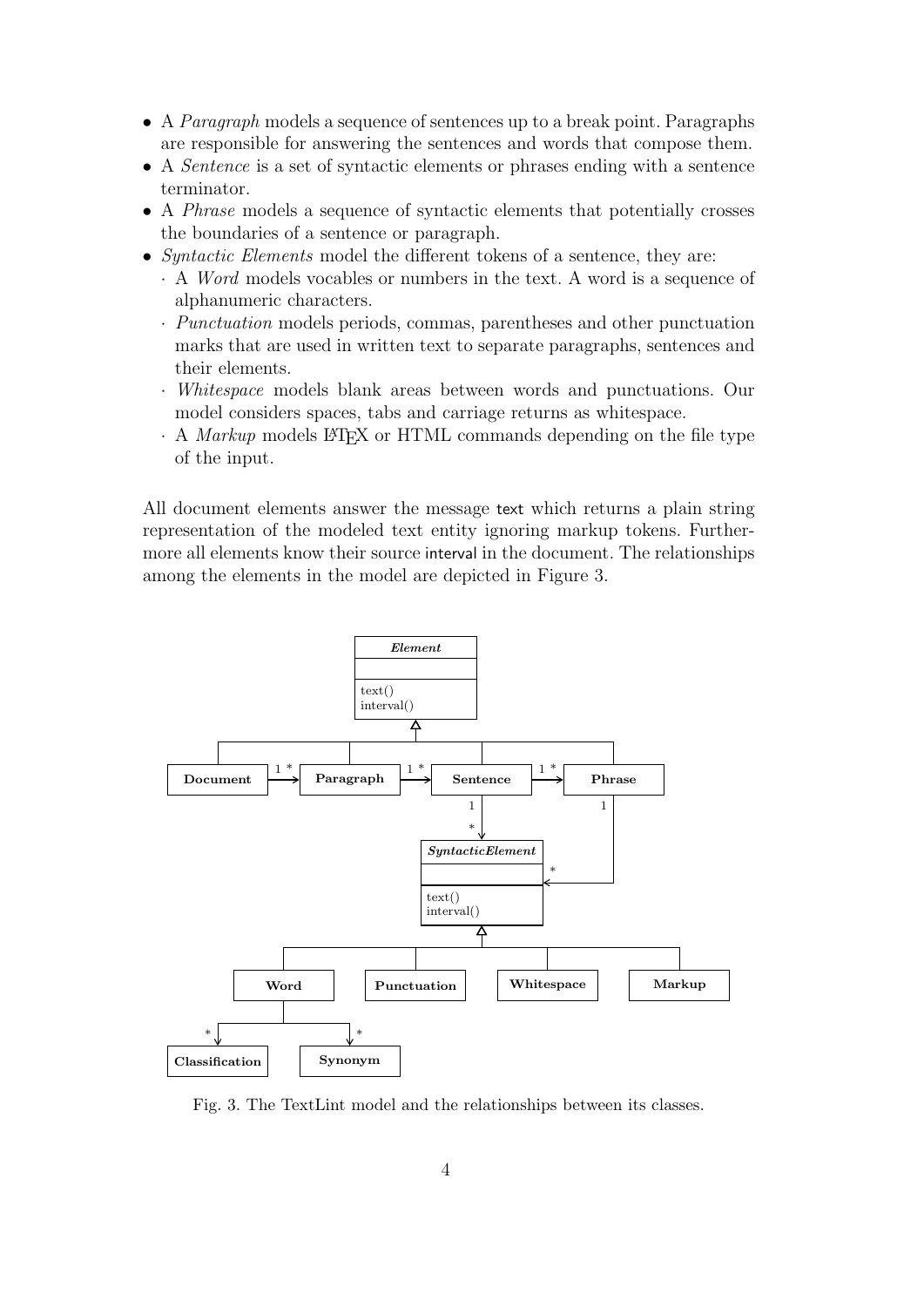- A *Paragraph* models a sequence of sentences up to a break point. Paragraphs are responsible for answering the sentences and words that compose them.
- A *Sentence* is a set of syntactic elements or phrases ending with a sentence terminator.
- A *Phrase* models a sequence of syntactic elements that potentially crosses the boundaries of a sentence or paragraph.
- *Syntactic Elements* model the different tokens of a sentence, they are:
  - A *Word* models vocables or numbers in the text. A word is a sequence of alphanumeric characters.
  - *Punctuation* models periods, commas, parentheses and other punctuation marks that are used in written text to separate paragraphs, sentences and their elements.
  - *Whitespace* models blank areas between words and punctuations. Our model considers spaces, tabs and carriage returns as whitespace.
  - A *Markup* models LaTeX or HTML commands depending on the file type of the input.

All document elements answer the message `text` which returns a plain string representation of the modeled text entity ignoring markup tokens. Furthermore all elements know their source `interval` in the document. The relationships among the elements in the model are depicted in Figure 3.

Fig. 3. The TextLint model and the relationships between its classes.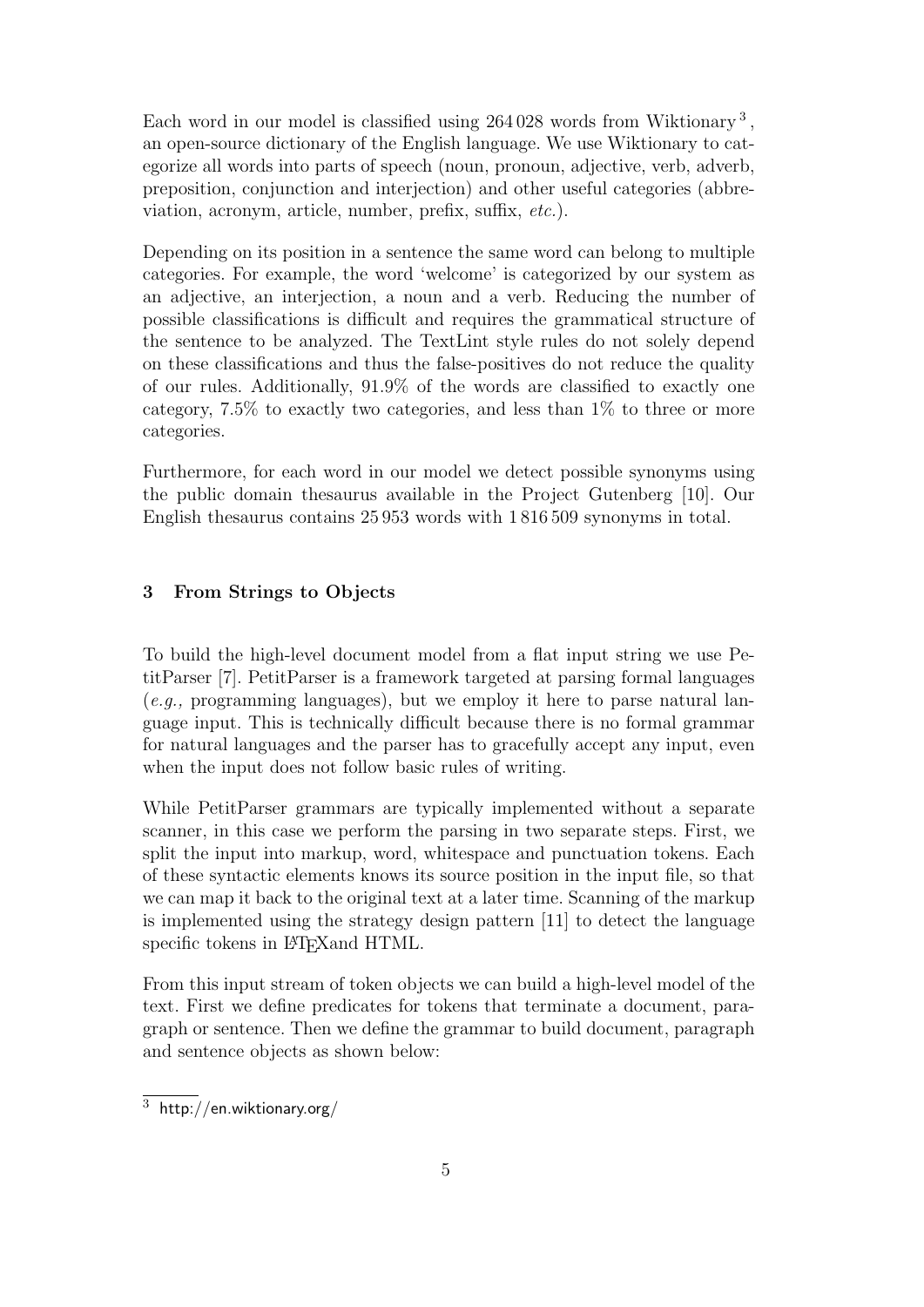Each word in our model is classified using 264 028 words from Wiktionary [3], an open-source dictionary of the English language. We use Wiktionary to categorize all words into parts of speech (noun, pronoun, adjective, verb, adverb, preposition, conjunction and interjection) and other useful categories (abbreviation, acronym, article, number, prefix, suffix, *etc.*).

Depending on its position in a sentence the same word can belong to multiple categories. For example, the word 'welcome' is categorized by our system as an adjective, an interjection, a noun and a verb. Reducing the number of possible classifications is difficult and requires the grammatical structure of the sentence to be analyzed. The TextLint style rules do not solely depend on these classifications and thus the false-positives do not reduce the quality of our rules. Additionally, 91.9% of the words are classified to exactly one category, 7.5% to exactly two categories, and less than 1% to three or more categories.

Furthermore, for each word in our model we detect possible synonyms using the public domain thesaurus available in the Project Gutenberg [10]. Our English thesaurus contains 25 953 words with 1 816 509 synonyms in total.

## 3 From Strings to Objects

To build the high-level document model from a flat input string we use PetitParser [7]. PetitParser is a framework targeted at parsing formal languages (*e.g.,* programming languages), but we employ it here to parse natural language input. This is technically difficult because there is no formal grammar for natural languages and the parser has to gracefully accept any input, even when the input does not follow basic rules of writing.

While PetitParser grammars are typically implemented without a separate scanner, in this case we perform the parsing in two separate steps. First, we split the input into markup, word, whitespace and punctuation tokens. Each of these syntactic elements knows its source position in the input file, so that we can map it back to the original text at a later time. Scanning of the markup is implemented using the strategy design pattern [11] to detect the language specific tokens in LaTeXand HTML.

From this input stream of token objects we can build a high-level model of the text. First we define predicates for tokens that terminate a document, paragraph or sentence. Then we define the grammar to build document, paragraph and sentence objects as shown below:

[3] http://en.wiktionary.org/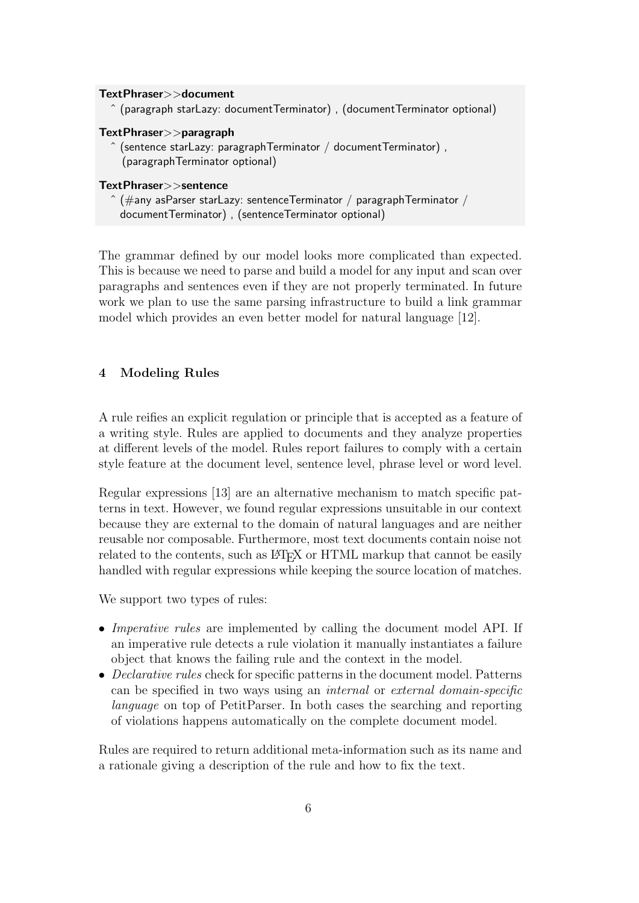```
TextPhraser>>document
  ^ (paragraph starLazy: documentTerminator) , (documentTerminator optional)

TextPhraser>>paragraph
  ^ (sentence starLazy: paragraphTerminator / documentTerminator) ,
    (paragraphTerminator optional)

TextPhraser>>sentence
  ^ (#any asParser starLazy: sentenceTerminator / paragraphTerminator /
    documentTerminator) , (sentenceTerminator optional)
```

The grammar defined by our model looks more complicated than expected. This is because we need to parse and build a model for any input and scan over paragraphs and sentences even if they are not properly terminated. In future work we plan to use the same parsing infrastructure to build a link grammar model which provides an even better model for natural language [12].

## 4 Modeling Rules

A rule reifies an explicit regulation or principle that is accepted as a feature of a writing style. Rules are applied to documents and they analyze properties at different levels of the model. Rules report failures to comply with a certain style feature at the document level, sentence level, phrase level or word level.

Regular expressions [13] are an alternative mechanism to match specific patterns in text. However, we found regular expressions unsuitable in our context because they are external to the domain of natural languages and are neither reusable nor composable. Furthermore, most text documents contain noise not related to the contents, such as LaTeX or HTML markup that cannot be easily handled with regular expressions while keeping the source location of matches.

We support two types of rules:

- *Imperative rules* are implemented by calling the document model API. If an imperative rule detects a rule violation it manually instantiates a failure object that knows the failing rule and the context in the model.
- *Declarative rules* check for specific patterns in the document model. Patterns can be specified in two ways using an *internal* or *external domain-specific language* on top of PetitParser. In both cases the searching and reporting of violations happens automatically on the complete document model.

Rules are required to return additional meta-information such as its name and a rationale giving a description of the rule and how to fix the text.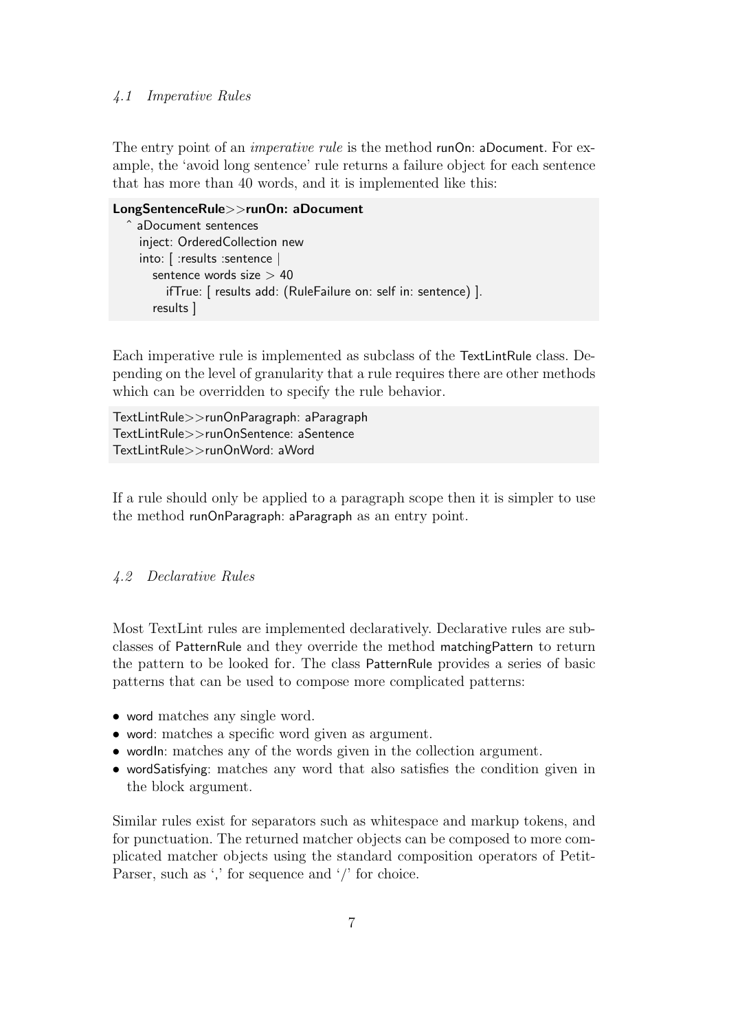### *4.1 Imperative Rules*

The entry point of an *imperative rule* is the method runOn: aDocument. For example, the 'avoid long sentence' rule returns a failure object for each sentence that has more than 40 words, and it is implemented like this:

```
LongSentenceRule>>runOn: aDocument
  ^ aDocument sentences
    inject: OrderedCollection new
    into: [ :results :sentence |
      sentence words size > 40
        ifTrue: [ results add: (RuleFailure on: self in: sentence) ].
      results ]
```

Each imperative rule is implemented as subclass of the TextLintRule class. Depending on the level of granularity that a rule requires there are other methods which can be overridden to specify the rule behavior.

```
TextLintRule>>runOnParagraph: aParagraph
TextLintRule>>runOnSentence: aSentence
TextLintRule>>runOnWord: aWord
```

If a rule should only be applied to a paragraph scope then it is simpler to use the method runOnParagraph: aParagraph as an entry point.

### *4.2 Declarative Rules*

Most TextLint rules are implemented declaratively. Declarative rules are subclasses of PatternRule and they override the method matchingPattern to return the pattern to be looked for. The class PatternRule provides a series of basic patterns that can be used to compose more complicated patterns:

- word matches any single word.
- word: matches a specific word given as argument.
- wordIn: matches any of the words given in the collection argument.
- wordSatisfying: matches any word that also satisfies the condition given in the block argument.

Similar rules exist for separators such as whitespace and markup tokens, and for punctuation. The returned matcher objects can be composed to more complicated matcher objects using the standard composition operators of PetitParser, such as ',' for sequence and '/' for choice.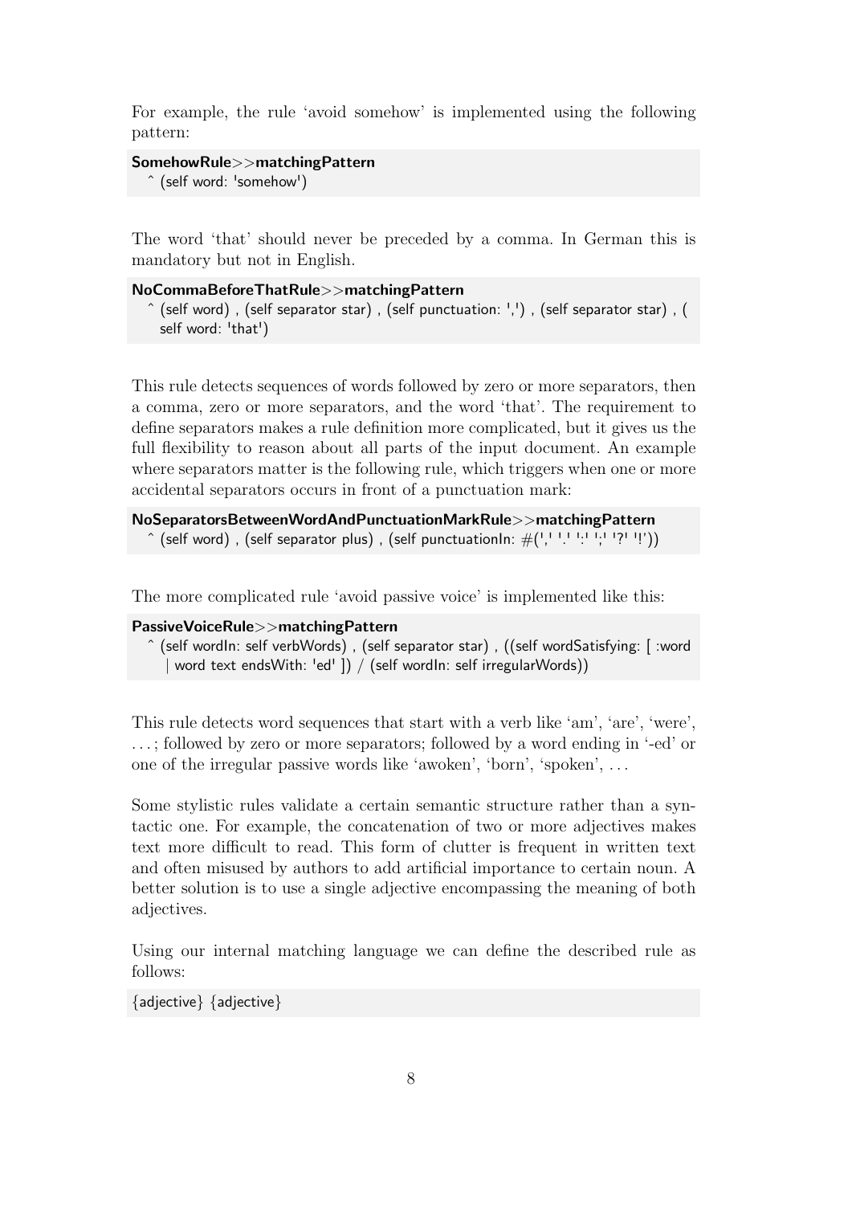For example, the rule 'avoid somehow' is implemented using the following pattern:

```
SomehowRule>>matchingPattern
  ^ (self word: 'somehow')
```

The word 'that' should never be preceded by a comma. In German this is mandatory but not in English.

```
NoCommaBeforeThatRule>>matchingPattern
  ^ (self word) , (self separator star) , (self punctuation: ',') , (self separator star) , (
    self word: 'that')
```

This rule detects sequences of words followed by zero or more separators, then a comma, zero or more separators, and the word 'that'. The requirement to define separators makes a rule definition more complicated, but it gives us the full flexibility to reason about all parts of the input document. An example where separators matter is the following rule, which triggers when one or more accidental separators occurs in front of a punctuation mark:

```
NoSeparatorsBetweenWordAndPunctuationMarkRule>>matchingPattern
  ^ (self word) , (self separator plus) , (self punctuationIn: #(',' '.' ':' ';' '?' '!'))
```

The more complicated rule 'avoid passive voice' is implemented like this:

```
PassiveVoiceRule>>matchingPattern
  ^ (self wordIn: self verbWords) , (self separator star) , ((self wordSatisfying: [ :word
    | word text endsWith: 'ed' ]) / (self wordIn: self irregularWords))
```

This rule detects word sequences that start with a verb like 'am', 'are', 'were', . . . ; followed by zero or more separators; followed by a word ending in '-ed' or one of the irregular passive words like 'awoken', 'born', 'spoken', . . .

Some stylistic rules validate a certain semantic structure rather than a syntactic one. For example, the concatenation of two or more adjectives makes text more difficult to read. This form of clutter is frequent in written text and often misused by authors to add artificial importance to certain noun. A better solution is to use a single adjective encompassing the meaning of both adjectives.

Using our internal matching language we can define the described rule as follows:

```
{adjective} {adjective}
```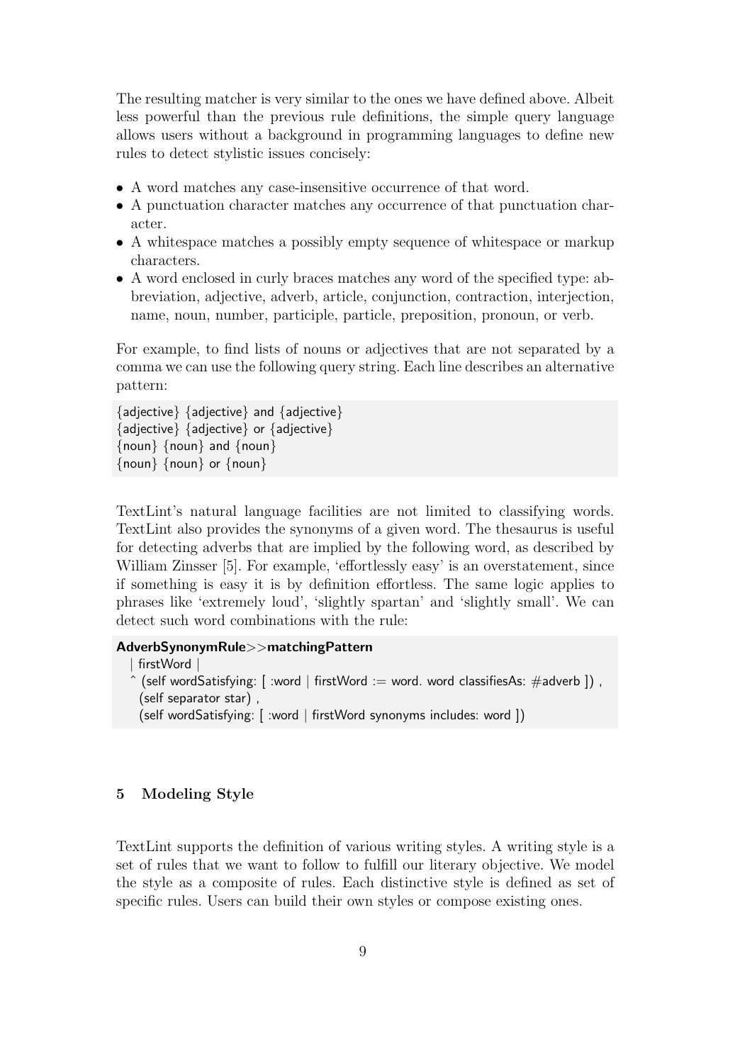The resulting matcher is very similar to the ones we have defined above. Albeit less powerful than the previous rule definitions, the simple query language allows users without a background in programming languages to define new rules to detect stylistic issues concisely:

- A word matches any case-insensitive occurrence of that word.
- A punctuation character matches any occurrence of that punctuation character.
- A whitespace matches a possibly empty sequence of whitespace or markup characters.
- A word enclosed in curly braces matches any word of the specified type: abbreviation, adjective, adverb, article, conjunction, contraction, interjection, name, noun, number, participle, particle, preposition, pronoun, or verb.

For example, to find lists of nouns or adjectives that are not separated by a comma we can use the following query string. Each line describes an alternative pattern:

```
{adjective} {adjective} and {adjective}
{adjective} {adjective} or {adjective}
{noun} {noun} and {noun}
{noun} {noun} or {noun}
```

TextLint's natural language facilities are not limited to classifying words. TextLint also provides the synonyms of a given word. The thesaurus is useful for detecting adverbs that are implied by the following word, as described by William Zinsser [5]. For example, 'effortlessly easy' is an overstatement, since if something is easy it is by definition effortless. The same logic applies to phrases like 'extremely loud', 'slightly spartan' and 'slightly small'. We can detect such word combinations with the rule:

```
AdverbSynonymRule>>matchingPattern
  | firstWord |
  ^ (self wordSatisfying: [ :word | firstWord := word. word classifiesAs: #adverb ]) ,
    (self separator star) ,
    (self wordSatisfying: [ :word | firstWord synonyms includes: word ])
```

## 5 Modeling Style

TextLint supports the definition of various writing styles. A writing style is a set of rules that we want to follow to fulfill our literary objective. We model the style as a composite of rules. Each distinctive style is defined as set of specific rules. Users can build their own styles or compose existing ones.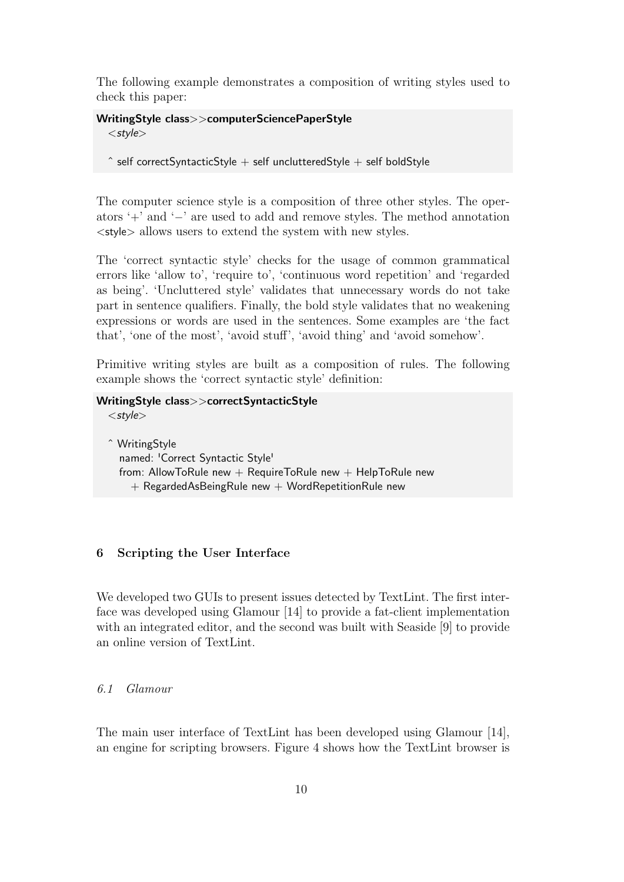The following example demonstrates a composition of writing styles used to check this paper:

```
WritingStyle class>>computerSciencePaperStyle
  <style>

  ^ self correctSyntacticStyle + self unclutteredStyle + self boldStyle
```

The computer science style is a composition of three other styles. The operators '+' and '−' are used to add and remove styles. The method annotation <style> allows users to extend the system with new styles.

The 'correct syntactic style' checks for the usage of common grammatical errors like 'allow to', 'require to', 'continuous word repetition' and 'regarded as being'. 'Uncluttered style' validates that unnecessary words do not take part in sentence qualifiers. Finally, the bold style validates that no weakening expressions or words are used in the sentences. Some examples are 'the fact that', 'one of the most', 'avoid stuff', 'avoid thing' and 'avoid somehow'.

Primitive writing styles are built as a composition of rules. The following example shows the 'correct syntactic style' definition:

```
WritingStyle class>>correctSyntacticStyle
  <style>

  ^ WritingStyle
    named: 'Correct Syntactic Style'
    from: AllowToRule new + RequireToRule new + HelpToRule new
      + RegardedAsBeingRule new + WordRepetitionRule new
```

## 6 Scripting the User Interface

We developed two GUIs to present issues detected by TextLint. The first interface was developed using Glamour [14] to provide a fat-client implementation with an integrated editor, and the second was built with Seaside [9] to provide an online version of TextLint.

### *6.1 Glamour*

The main user interface of TextLint has been developed using Glamour [14], an engine for scripting browsers. Figure 4 shows how the TextLint browser is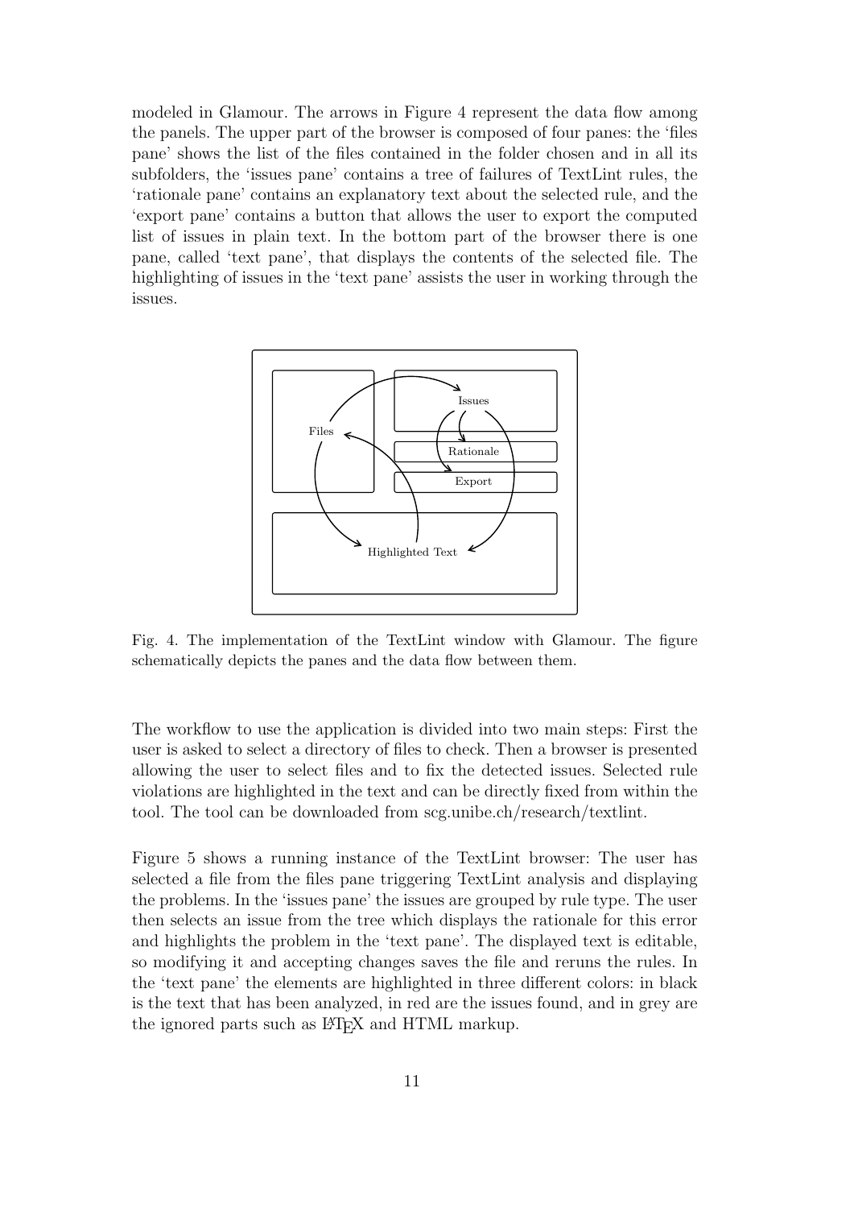modeled in Glamour. The arrows in Figure 4 represent the data flow among the panels. The upper part of the browser is composed of four panes: the 'files pane' shows the list of the files contained in the folder chosen and in all its subfolders, the 'issues pane' contains a tree of failures of TextLint rules, the 'rationale pane' contains an explanatory text about the selected rule, and the 'export pane' contains a button that allows the user to export the computed list of issues in plain text. In the bottom part of the browser there is one pane, called 'text pane', that displays the contents of the selected file. The highlighting of issues in the 'text pane' assists the user in working through the issues.

Fig. 4. The implementation of the TextLint window with Glamour. The figure schematically depicts the panes and the data flow between them.

The workflow to use the application is divided into two main steps: First the user is asked to select a directory of files to check. Then a browser is presented allowing the user to select files and to fix the detected issues. Selected rule violations are highlighted in the text and can be directly fixed from within the tool. The tool can be downloaded from scg.unibe.ch/research/textlint.

Figure 5 shows a running instance of the TextLint browser: The user has selected a file from the files pane triggering TextLint analysis and displaying the problems. In the 'issues pane' the issues are grouped by rule type. The user then selects an issue from the tree which displays the rationale for this error and highlights the problem in the 'text pane'. The displayed text is editable, so modifying it and accepting changes saves the file and reruns the rules. In the 'text pane' the elements are highlighted in three different colors: in black is the text that has been analyzed, in red are the issues found, and in grey are the ignored parts such as LaTeX and HTML markup.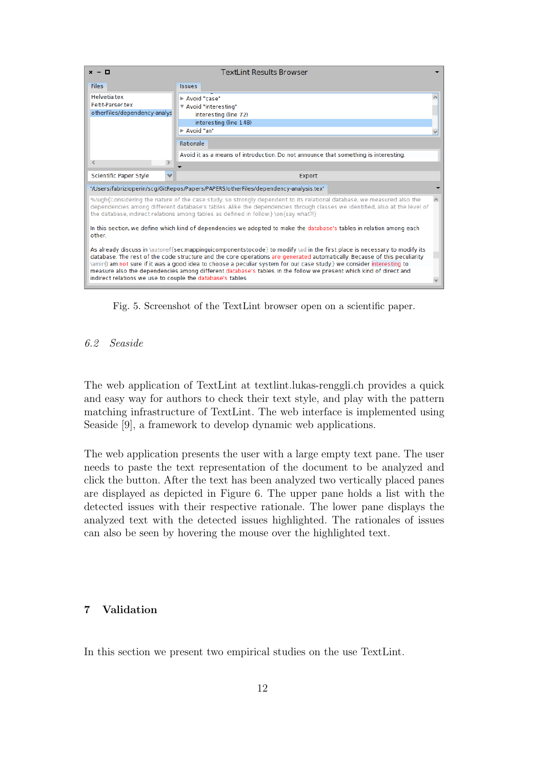Fig. 5. Screenshot of the TextLint browser open on a scientific paper.

### 6.2 Seaside

The web application of TextLint at textlint.lukas-renggli.ch provides a quick and easy way for authors to check their text style, and play with the pattern matching infrastructure of TextLint. The web interface is implemented using Seaside [9], a framework to develop dynamic web applications.

The web application presents the user with a large empty text pane. The user needs to paste the text representation of the document to be analyzed and click the button. After the text has been analyzed two vertically placed panes are displayed as depicted in Figure 6. The upper pane holds a list with the detected issues with their respective rationale. The lower pane displays the analyzed text with the detected issues highlighted. The rationales of issues can also be seen by hovering the mouse over the highlighted text.

## 7 Validation

In this section we present two empirical studies on the use TextLint.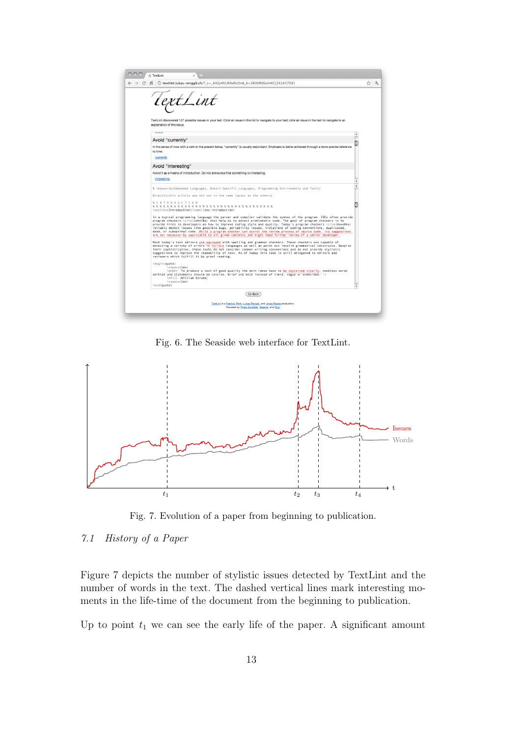Fig. 6. The Seaside web interface for TextLint.

Fig. 7. Evolution of a paper from beginning to publication.

### 7.1 *History of a Paper*

Figure 7 depicts the number of stylistic issues detected by TextLint and the number of words in the text. The dashed vertical lines mark interesting moments in the life-time of the document from the beginning to publication.

Up to point $t_1$ we can see the early life of the paper. A significant amount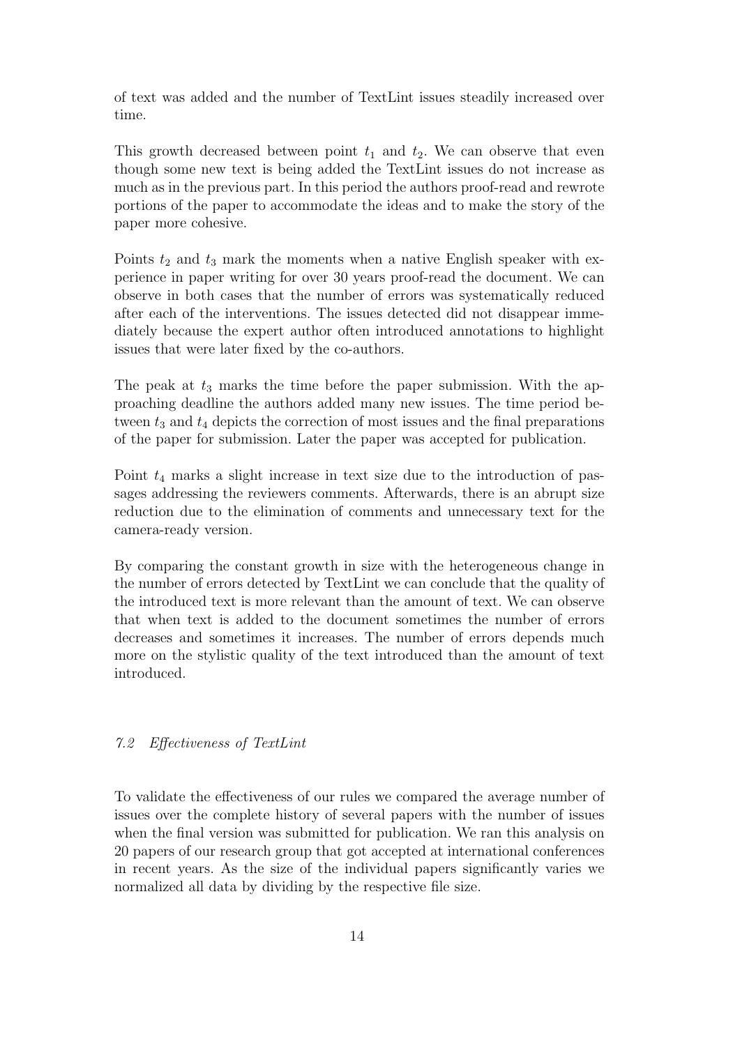of text was added and the number of TextLint issues steadily increased over time.

This growth decreased between point $t_1$ and $t_2$. We can observe that even though some new text is being added the TextLint issues do not increase as much as in the previous part. In this period the authors proof-read and rewrote portions of the paper to accommodate the ideas and to make the story of the paper more cohesive.

Points $t_2$ and $t_3$ mark the moments when a native English speaker with experience in paper writing for over 30 years proof-read the document. We can observe in both cases that the number of errors was systematically reduced after each of the interventions. The issues detected did not disappear immediately because the expert author often introduced annotations to highlight issues that were later fixed by the co-authors.

The peak at $t_3$ marks the time before the paper submission. With the approaching deadline the authors added many new issues. The time period between $t_3$ and $t_4$ depicts the correction of most issues and the final preparations of the paper for submission. Later the paper was accepted for publication.

Point $t_4$ marks a slight increase in text size due to the introduction of passages addressing the reviewers comments. Afterwards, there is an abrupt size reduction due to the elimination of comments and unnecessary text for the camera-ready version.

By comparing the constant growth in size with the heterogeneous change in the number of errors detected by TextLint we can conclude that the quality of the introduced text is more relevant than the amount of text. We can observe that when text is added to the document sometimes the number of errors decreases and sometimes it increases. The number of errors depends much more on the stylistic quality of the text introduced than the amount of text introduced.

### *7.2 Effectiveness of TextLint*

To validate the effectiveness of our rules we compared the average number of issues over the complete history of several papers with the number of issues when the final version was submitted for publication. We ran this analysis on 20 papers of our research group that got accepted at international conferences in recent years. As the size of the individual papers significantly varies we normalized all data by dividing by the respective file size.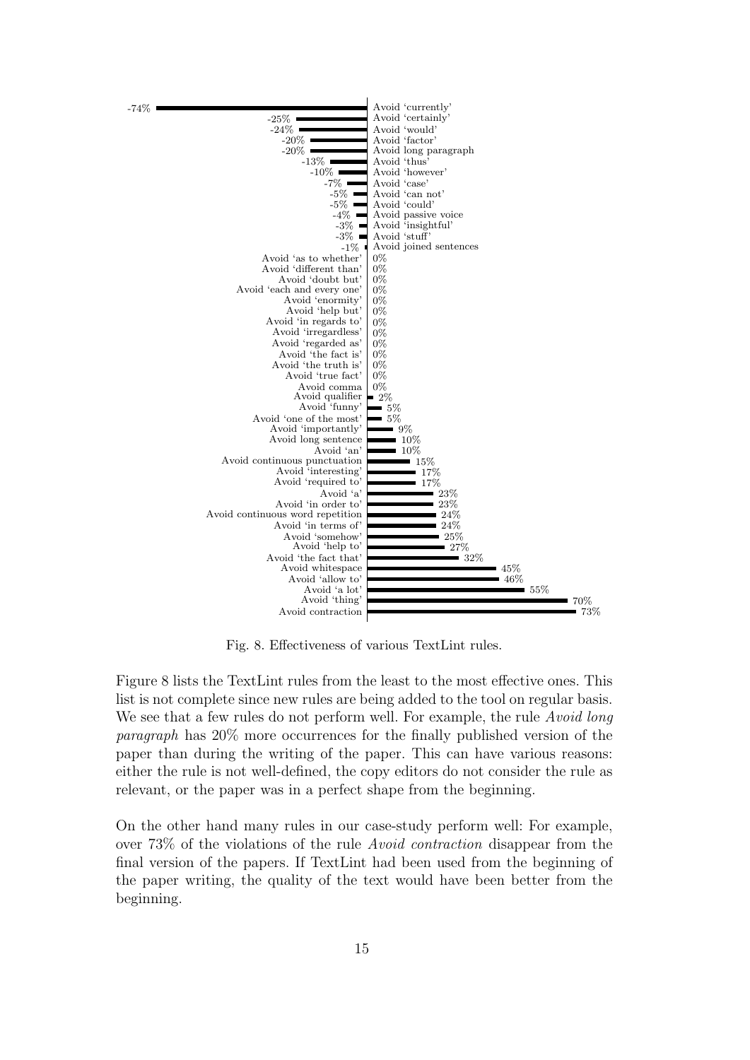| Rule | Effectiveness |
|---|---|
| Avoid 'currently' | -74% |
| Avoid 'certainly' | -25% |
| Avoid 'would' | -24% |
| Avoid 'factor' | -20% |
| Avoid long paragraph | -20% |
| Avoid 'thus' | -13% |
| Avoid 'however' | -10% |
| Avoid 'case' | -7% |
| Avoid 'can not' | -5% |
| Avoid 'could' | -5% |
| Avoid passive voice | -4% |
| Avoid 'insightful' | -3% |
| Avoid 'stuff' | -3% |
| Avoid joined sentences | -1% |
| Avoid 'as to whether' | 0% |
| Avoid 'different than' | 0% |
| Avoid 'doubt but' | 0% |
| Avoid 'each and every one' | 0% |
| Avoid 'enormity' | 0% |
| Avoid 'help but' | 0% |
| Avoid 'in regards to' | 0% |
| Avoid 'irregardless' | 0% |
| Avoid 'regarded as' | 0% |
| Avoid 'the fact is' | 0% |
| Avoid 'the truth is' | 0% |
| Avoid 'true fact' | 0% |
| Avoid comma | 0% |
| Avoid qualifier | 2% |
| Avoid 'funny' | 5% |
| Avoid 'one of the most' | 5% |
| Avoid 'importantly' | 9% |
| Avoid long sentence | 10% |
| Avoid 'an' | 10% |
| Avoid continuous punctuation | 15% |
| Avoid 'interesting' | 17% |
| Avoid 'required to' | 17% |
| Avoid 'a' | 23% |
| Avoid 'in order to' | 23% |
| Avoid continuous word repetition | 24% |
| Avoid 'in terms of' | 24% |
| Avoid 'somehow' | 25% |
| Avoid 'help to' | 27% |
| Avoid 'the fact that' | 32% |
| Avoid whitespace | 45% |
| Avoid 'allow to' | 46% |
| Avoid 'a lot' | 55% |
| Avoid 'thing' | 70% |
| Avoid contraction | 73% |

Fig. 8. Effectiveness of various TextLint rules.

Figure 8 lists the TextLint rules from the least to the most effective ones. This list is not complete since new rules are being added to the tool on regular basis. We see that a few rules do not perform well. For example, the rule *Avoid long paragraph* has 20% more occurrences for the finally published version of the paper than during the writing of the paper. This can have various reasons: either the rule is not well-defined, the copy editors do not consider the rule as relevant, or the paper was in a perfect shape from the beginning.

On the other hand many rules in our case-study perform well: For example, over 73% of the violations of the rule *Avoid contraction* disappear from the final version of the papers. If TextLint had been used from the beginning of the paper writing, the quality of the text would have been better from the beginning.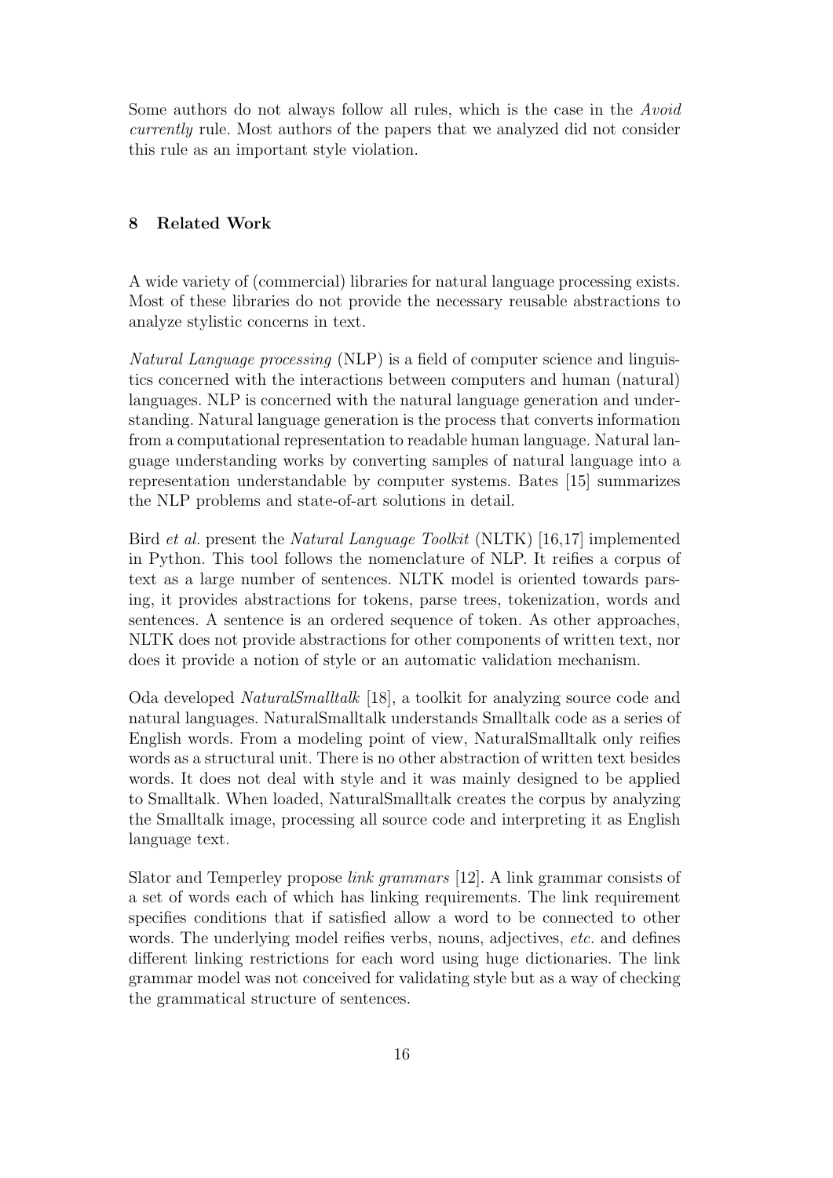Some authors do not always follow all rules, which is the case in the *Avoid currently* rule. Most authors of the papers that we analyzed did not consider this rule as an important style violation.

## 8 Related Work

A wide variety of (commercial) libraries for natural language processing exists. Most of these libraries do not provide the necessary reusable abstractions to analyze stylistic concerns in text.

*Natural Language processing* (NLP) is a field of computer science and linguistics concerned with the interactions between computers and human (natural) languages. NLP is concerned with the natural language generation and understanding. Natural language generation is the process that converts information from a computational representation to readable human language. Natural language understanding works by converting samples of natural language into a representation understandable by computer systems. Bates [15] summarizes the NLP problems and state-of-art solutions in detail.

Bird *et al.* present the *Natural Language Toolkit* (NLTK) [16,17] implemented in Python. This tool follows the nomenclature of NLP. It reifies a corpus of text as a large number of sentences. NLTK model is oriented towards parsing, it provides abstractions for tokens, parse trees, tokenization, words and sentences. A sentence is an ordered sequence of token. As other approaches, NLTK does not provide abstractions for other components of written text, nor does it provide a notion of style or an automatic validation mechanism.

Oda developed *NaturalSmalltalk* [18], a toolkit for analyzing source code and natural languages. NaturalSmalltalk understands Smalltalk code as a series of English words. From a modeling point of view, NaturalSmalltalk only reifies words as a structural unit. There is no other abstraction of written text besides words. It does not deal with style and it was mainly designed to be applied to Smalltalk. When loaded, NaturalSmalltalk creates the corpus by analyzing the Smalltalk image, processing all source code and interpreting it as English language text.

Slator and Temperley propose *link grammars* [12]. A link grammar consists of a set of words each of which has linking requirements. The link requirement specifies conditions that if satisfied allow a word to be connected to other words. The underlying model reifies verbs, nouns, adjectives, *etc.* and defines different linking restrictions for each word using huge dictionaries. The link grammar model was not conceived for validating style but as a way of checking the grammatical structure of sentences.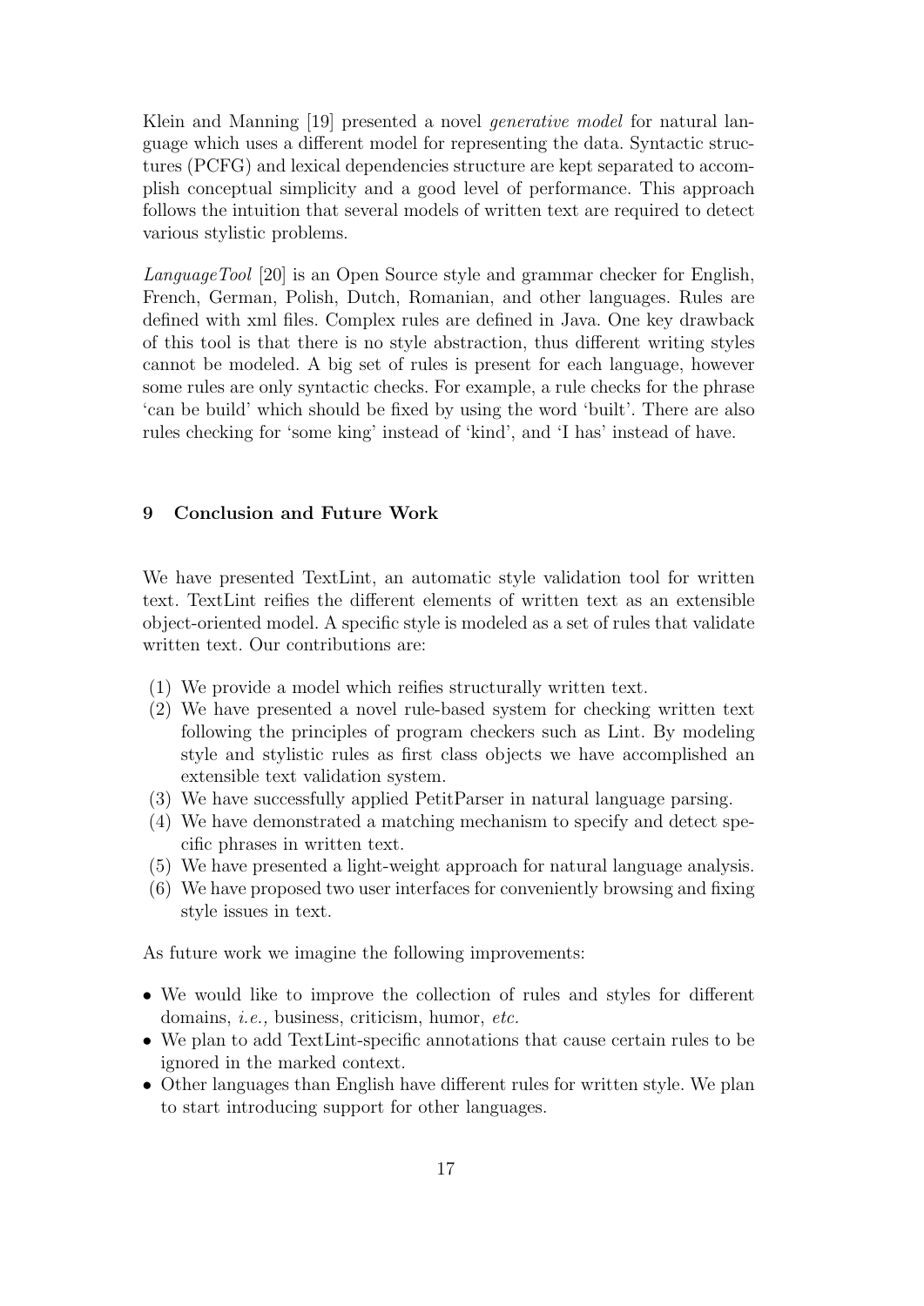Klein and Manning [19] presented a novel *generative model* for natural language which uses a different model for representing the data. Syntactic structures (PCFG) and lexical dependencies structure are kept separated to accomplish conceptual simplicity and a good level of performance. This approach follows the intuition that several models of written text are required to detect various stylistic problems.

*LanguageTool* [20] is an Open Source style and grammar checker for English, French, German, Polish, Dutch, Romanian, and other languages. Rules are defined with xml files. Complex rules are defined in Java. One key drawback of this tool is that there is no style abstraction, thus different writing styles cannot be modeled. A big set of rules is present for each language, however some rules are only syntactic checks. For example, a rule checks for the phrase 'can be build' which should be fixed by using the word 'built'. There are also rules checking for 'some king' instead of 'kind', and 'I has' instead of have.

## 9 Conclusion and Future Work

We have presented TextLint, an automatic style validation tool for written text. TextLint reifies the different elements of written text as an extensible object-oriented model. A specific style is modeled as a set of rules that validate written text. Our contributions are:

(1) We provide a model which reifies structurally written text.
(2) We have presented a novel rule-based system for checking written text following the principles of program checkers such as Lint. By modeling style and stylistic rules as first class objects we have accomplished an extensible text validation system.
(3) We have successfully applied PetitParser in natural language parsing.
(4) We have demonstrated a matching mechanism to specify and detect specific phrases in written text.
(5) We have presented a light-weight approach for natural language analysis.
(6) We have proposed two user interfaces for conveniently browsing and fixing style issues in text.

As future work we imagine the following improvements:

- We would like to improve the collection of rules and styles for different domains, *i.e.,* business, criticism, humor, *etc.*
- We plan to add TextLint-specific annotations that cause certain rules to be ignored in the marked context.
- Other languages than English have different rules for written style. We plan to start introducing support for other languages.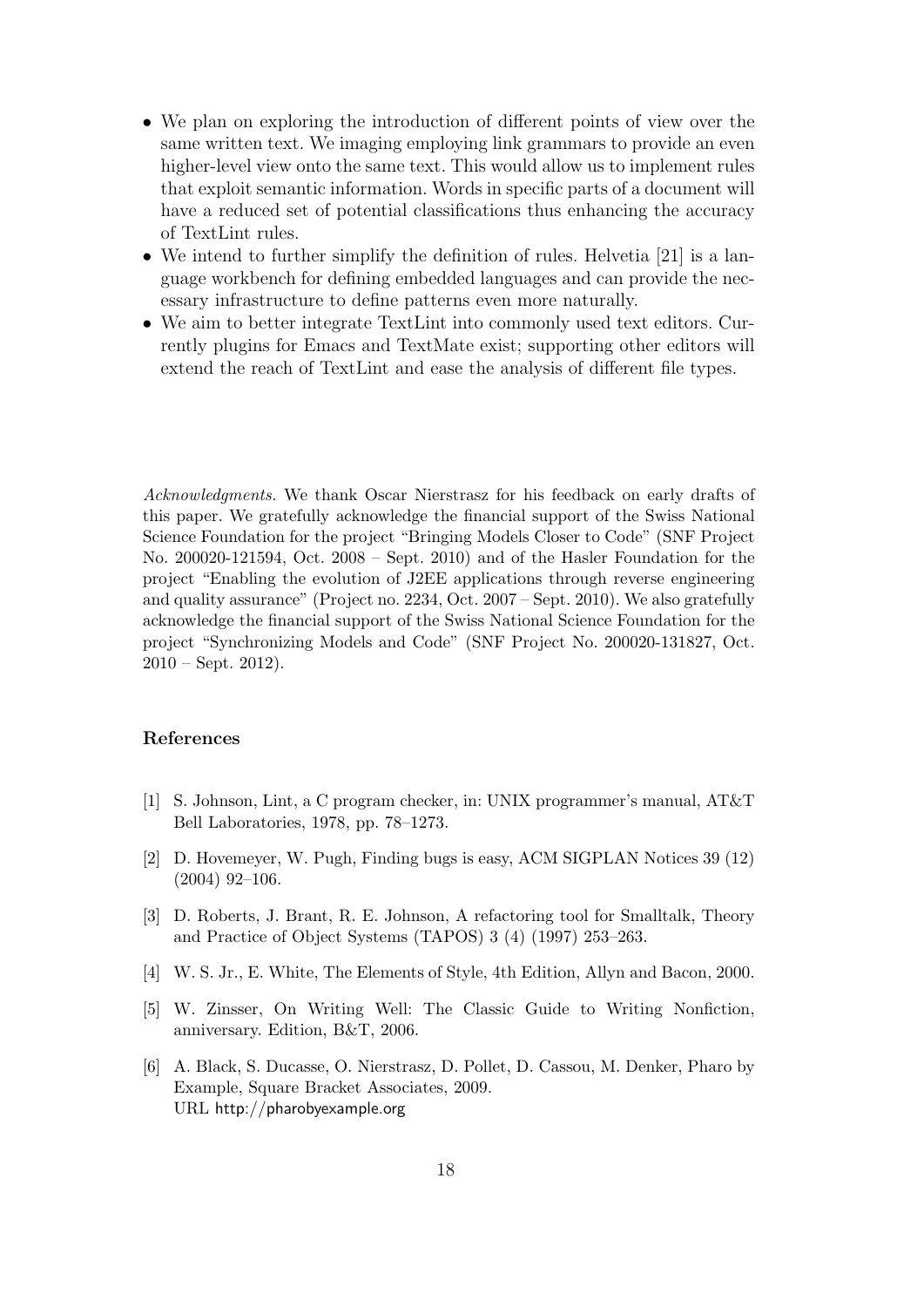- We plan on exploring the introduction of different points of view over the same written text. We imaging employing link grammars to provide an even higher-level view onto the same text. This would allow us to implement rules that exploit semantic information. Words in specific parts of a document will have a reduced set of potential classifications thus enhancing the accuracy of TextLint rules.
- We intend to further simplify the definition of rules. Helvetia [21] is a language workbench for defining embedded languages and can provide the necessary infrastructure to define patterns even more naturally.
- We aim to better integrate TextLint into commonly used text editors. Currently plugins for Emacs and TextMate exist; supporting other editors will extend the reach of TextLint and ease the analysis of different file types.

*Acknowledgments.* We thank Oscar Nierstrasz for his feedback on early drafts of this paper. We gratefully acknowledge the financial support of the Swiss National Science Foundation for the project "Bringing Models Closer to Code" (SNF Project No. 200020-121594, Oct. 2008 – Sept. 2010) and of the Hasler Foundation for the project "Enabling the evolution of J2EE applications through reverse engineering and quality assurance" (Project no. 2234, Oct. 2007 – Sept. 2010). We also gratefully acknowledge the financial support of the Swiss National Science Foundation for the project "Synchronizing Models and Code" (SNF Project No. 200020-131827, Oct. 2010 – Sept. 2012).

## References

[1] S. Johnson, Lint, a C program checker, in: UNIX programmer's manual, AT&T Bell Laboratories, 1978, pp. 78–1273.

[2] D. Hovemeyer, W. Pugh, Finding bugs is easy, ACM SIGPLAN Notices 39 (12) (2004) 92–106.

[3] D. Roberts, J. Brant, R. E. Johnson, A refactoring tool for Smalltalk, Theory and Practice of Object Systems (TAPOS) 3 (4) (1997) 253–263.

[4] W. S. Jr., E. White, The Elements of Style, 4th Edition, Allyn and Bacon, 2000.

[5] W. Zinsser, On Writing Well: The Classic Guide to Writing Nonfiction, anniversary. Edition, B&T, 2006.

[6] A. Black, S. Ducasse, O. Nierstrasz, D. Pollet, D. Cassou, M. Denker, Pharo by Example, Square Bracket Associates, 2009.
URL http://pharobyexample.org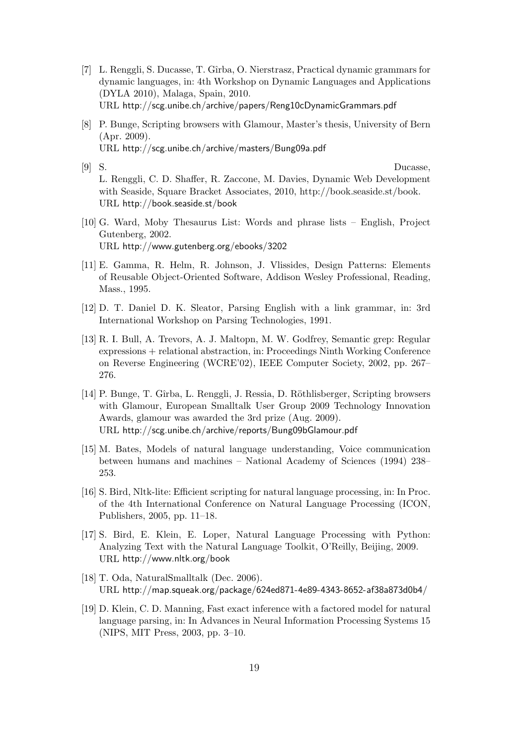[7] L. Renggli, S. Ducasse, T. Gîrba, O. Nierstrasz, Practical dynamic grammars for dynamic languages, in: 4th Workshop on Dynamic Languages and Applications (DYLA 2010), Malaga, Spain, 2010.
URL http://scg.unibe.ch/archive/papers/Reng10cDynamicGrammars.pdf

[8] P. Bunge, Scripting browsers with Glamour, Master's thesis, University of Bern (Apr. 2009).
URL http://scg.unibe.ch/archive/masters/Bung09a.pdf

[9] S. Ducasse, L. Renggli, C. D. Shaffer, R. Zaccone, M. Davies, Dynamic Web Development with Seaside, Square Bracket Associates, 2010, http://book.seaside.st/book.
URL http://book.seaside.st/book

[10] G. Ward, Moby Thesaurus List: Words and phrase lists – English, Project Gutenberg, 2002.
URL http://www.gutenberg.org/ebooks/3202

[11] E. Gamma, R. Helm, R. Johnson, J. Vlissides, Design Patterns: Elements of Reusable Object-Oriented Software, Addison Wesley Professional, Reading, Mass., 1995.

[12] D. T. Daniel D. K. Sleator, Parsing English with a link grammar, in: 3rd International Workshop on Parsing Technologies, 1991.

[13] R. I. Bull, A. Trevors, A. J. Maltopn, M. W. Godfrey, Semantic grep: Regular expressions + relational abstraction, in: Proceedings Ninth Working Conference on Reverse Engineering (WCRE'02), IEEE Computer Society, 2002, pp. 267–276.

[14] P. Bunge, T. Gîrba, L. Renggli, J. Ressia, D. Röthlisberger, Scripting browsers with Glamour, European Smalltalk User Group 2009 Technology Innovation Awards, glamour was awarded the 3rd prize (Aug. 2009).
URL http://scg.unibe.ch/archive/reports/Bung09bGlamour.pdf

[15] M. Bates, Models of natural language understanding, Voice communication between humans and machines – National Academy of Sciences (1994) 238–253.

[16] S. Bird, Nltk-lite: Efficient scripting for natural language processing, in: In Proc. of the 4th International Conference on Natural Language Processing (ICON, Publishers, 2005, pp. 11–18.

[17] S. Bird, E. Klein, E. Loper, Natural Language Processing with Python: Analyzing Text with the Natural Language Toolkit, O'Reilly, Beijing, 2009.
URL http://www.nltk.org/book

[18] T. Oda, NaturalSmalltalk (Dec. 2006).
URL http://map.squeak.org/package/624ed871-4e89-4343-8652-af38a873d0b4/

[19] D. Klein, C. D. Manning, Fast exact inference with a factored model for natural language parsing, in: In Advances in Neural Information Processing Systems 15 (NIPS, MIT Press, 2003, pp. 3–10.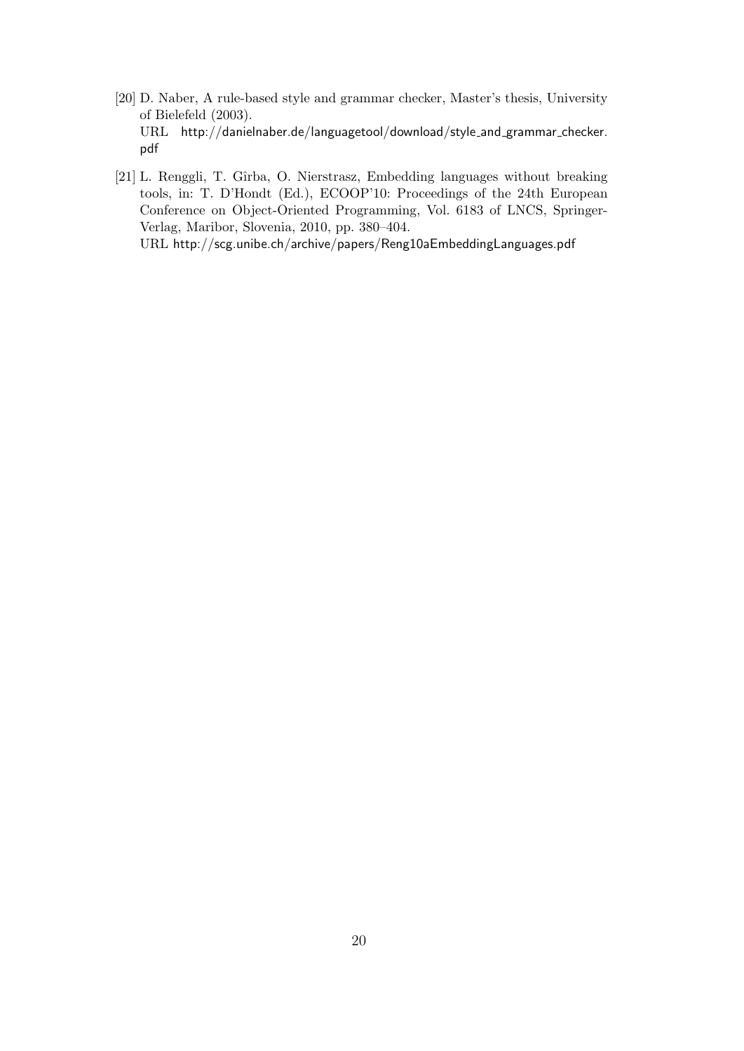[20] D. Naber, A rule-based style and grammar checker, Master's thesis, University of Bielefeld (2003).
URL http://danielnaber.de/languagetool/download/style_and_grammar_checker.pdf

[21] L. Renggli, T. Gîrba, O. Nierstrasz, Embedding languages without breaking tools, in: T. D'Hondt (Ed.), ECOOP'10: Proceedings of the 24th European Conference on Object-Oriented Programming, Vol. 6183 of LNCS, Springer-Verlag, Maribor, Slovenia, 2010, pp. 380–404.
URL http://scg.unibe.ch/archive/papers/Reng10aEmbeddingLanguages.pdf